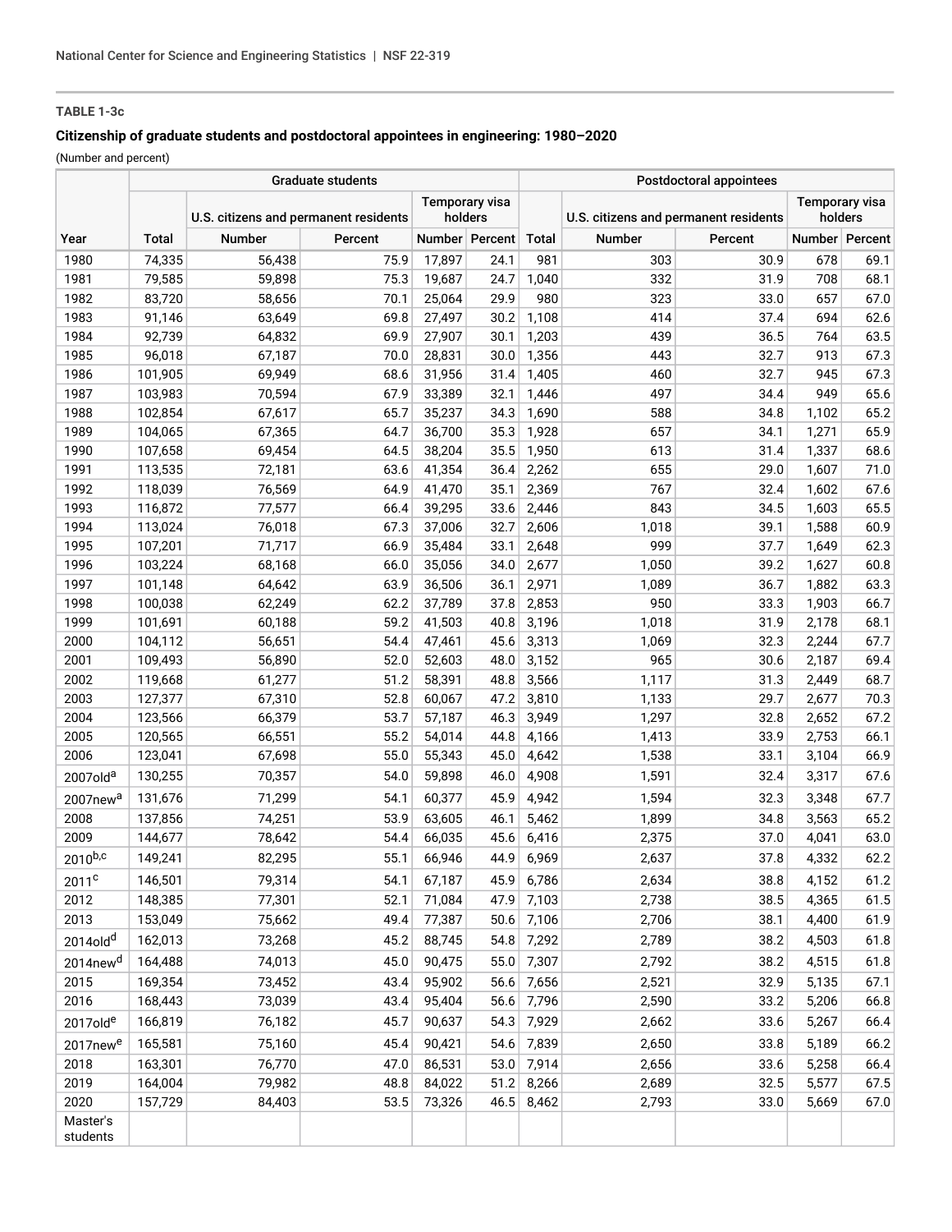**TABLE 1-3c**

**Citizenship of graduate students and postdoctoral appointees in engineering: 1980–2020**

(Number and percent)

| Year | Graduate students | | | | | Postdoctoral appointees | | | | |
|---|---|---|---|---|---|---|---|---|---|---|
| | Total | U.S. citizens and permanent residents | | Temporary visa holders | | Total | U.S. citizens and permanent residents | | Temporary visa holders | |
| | | Number | Percent | Number | Percent | | Number | Percent | Number | Percent |
| 1980 | 74,335 | 56,438 | 75.9 | 17,897 | 24.1 | 981 | 303 | 30.9 | 678 | 69.1 |
| 1981 | 79,585 | 59,898 | 75.3 | 19,687 | 24.7 | 1,040 | 332 | 31.9 | 708 | 68.1 |
| 1982 | 83,720 | 58,656 | 70.1 | 25,064 | 29.9 | 980 | 323 | 33.0 | 657 | 67.0 |
| 1983 | 91,146 | 63,649 | 69.8 | 27,497 | 30.2 | 1,108 | 414 | 37.4 | 694 | 62.6 |
| 1984 | 92,739 | 64,832 | 69.9 | 27,907 | 30.1 | 1,203 | 439 | 36.5 | 764 | 63.5 |
| 1985 | 96,018 | 67,187 | 70.0 | 28,831 | 30.0 | 1,356 | 443 | 32.7 | 913 | 67.3 |
| 1986 | 101,905 | 69,949 | 68.6 | 31,956 | 31.4 | 1,405 | 460 | 32.7 | 945 | 67.3 |
| 1987 | 103,983 | 70,594 | 67.9 | 33,389 | 32.1 | 1,446 | 497 | 34.4 | 949 | 65.6 |
| 1988 | 102,854 | 67,617 | 65.7 | 35,237 | 34.3 | 1,690 | 588 | 34.8 | 1,102 | 65.2 |
| 1989 | 104,065 | 67,365 | 64.7 | 36,700 | 35.3 | 1,928 | 657 | 34.1 | 1,271 | 65.9 |
| 1990 | 107,658 | 69,454 | 64.5 | 38,204 | 35.5 | 1,950 | 613 | 31.4 | 1,337 | 68.6 |
| 1991 | 113,535 | 72,181 | 63.6 | 41,354 | 36.4 | 2,262 | 655 | 29.0 | 1,607 | 71.0 |
| 1992 | 118,039 | 76,569 | 64.9 | 41,470 | 35.1 | 2,369 | 767 | 32.4 | 1,602 | 67.6 |
| 1993 | 116,872 | 77,577 | 66.4 | 39,295 | 33.6 | 2,446 | 843 | 34.5 | 1,603 | 65.5 |
| 1994 | 113,024 | 76,018 | 67.3 | 37,006 | 32.7 | 2,606 | 1,018 | 39.1 | 1,588 | 60.9 |
| 1995 | 107,201 | 71,717 | 66.9 | 35,484 | 33.1 | 2,648 | 999 | 37.7 | 1,649 | 62.3 |
| 1996 | 103,224 | 68,168 | 66.0 | 35,056 | 34.0 | 2,677 | 1,050 | 39.2 | 1,627 | 60.8 |
| 1997 | 101,148 | 64,642 | 63.9 | 36,506 | 36.1 | 2,971 | 1,089 | 36.7 | 1,882 | 63.3 |
| 1998 | 100,038 | 62,249 | 62.2 | 37,789 | 37.8 | 2,853 | 950 | 33.3 | 1,903 | 66.7 |
| 1999 | 101,691 | 60,188 | 59.2 | 41,503 | 40.8 | 3,196 | 1,018 | 31.9 | 2,178 | 68.1 |
| 2000 | 104,112 | 56,651 | 54.4 | 47,461 | 45.6 | 3,313 | 1,069 | 32.3 | 2,244 | 67.7 |
| 2001 | 109,493 | 56,890 | 52.0 | 52,603 | 48.0 | 3,152 | 965 | 30.6 | 2,187 | 69.4 |
| 2002 | 119,668 | 61,277 | 51.2 | 58,391 | 48.8 | 3,566 | 1,117 | 31.3 | 2,449 | 68.7 |
| 2003 | 127,377 | 67,310 | 52.8 | 60,067 | 47.2 | 3,810 | 1,133 | 29.7 | 2,677 | 70.3 |
| 2004 | 123,566 | 66,379 | 53.7 | 57,187 | 46.3 | 3,949 | 1,297 | 32.8 | 2,652 | 67.2 |
| 2005 | 120,565 | 66,551 | 55.2 | 54,014 | 44.8 | 4,166 | 1,413 | 33.9 | 2,753 | 66.1 |
| 2006 | 123,041 | 67,698 | 55.0 | 55,343 | 45.0 | 4,642 | 1,538 | 33.1 | 3,104 | 66.9 |
| 2007old[a] | 130,255 | 70,357 | 54.0 | 59,898 | 46.0 | 4,908 | 1,591 | 32.4 | 3,317 | 67.6 |
| 2007new[a] | 131,676 | 71,299 | 54.1 | 60,377 | 45.9 | 4,942 | 1,594 | 32.3 | 3,348 | 67.7 |
| 2008 | 137,856 | 74,251 | 53.9 | 63,605 | 46.1 | 5,462 | 1,899 | 34.8 | 3,563 | 65.2 |
| 2009 | 144,677 | 78,642 | 54.4 | 66,035 | 45.6 | 6,416 | 2,375 | 37.0 | 4,041 | 63.0 |
| 2010[b,c] | 149,241 | 82,295 | 55.1 | 66,946 | 44.9 | 6,969 | 2,637 | 37.8 | 4,332 | 62.2 |
| 2011[c] | 146,501 | 79,314 | 54.1 | 67,187 | 45.9 | 6,786 | 2,634 | 38.8 | 4,152 | 61.2 |
| 2012 | 148,385 | 77,301 | 52.1 | 71,084 | 47.9 | 7,103 | 2,738 | 38.5 | 4,365 | 61.5 |
| 2013 | 153,049 | 75,662 | 49.4 | 77,387 | 50.6 | 7,106 | 2,706 | 38.1 | 4,400 | 61.9 |
| 2014old[d] | 162,013 | 73,268 | 45.2 | 88,745 | 54.8 | 7,292 | 2,789 | 38.2 | 4,503 | 61.8 |
| 2014new[d] | 164,488 | 74,013 | 45.0 | 90,475 | 55.0 | 7,307 | 2,792 | 38.2 | 4,515 | 61.8 |
| 2015 | 169,354 | 73,452 | 43.4 | 95,902 | 56.6 | 7,656 | 2,521 | 32.9 | 5,135 | 67.1 |
| 2016 | 168,443 | 73,039 | 43.4 | 95,404 | 56.6 | 7,796 | 2,590 | 33.2 | 5,206 | 66.8 |
| 2017old[e] | 166,819 | 76,182 | 45.7 | 90,637 | 54.3 | 7,929 | 2,662 | 33.6 | 5,267 | 66.4 |
| 2017new[e] | 165,581 | 75,160 | 45.4 | 90,421 | 54.6 | 7,839 | 2,650 | 33.8 | 5,189 | 66.2 |
| 2018 | 163,301 | 76,770 | 47.0 | 86,531 | 53.0 | 7,914 | 2,656 | 33.6 | 5,258 | 66.4 |
| 2019 | 164,004 | 79,982 | 48.8 | 84,022 | 51.2 | 8,266 | 2,689 | 32.5 | 5,577 | 67.5 |
| 2020 | 157,729 | 84,403 | 53.5 | 73,326 | 46.5 | 8,462 | 2,793 | 33.0 | 5,669 | 67.0 |
| Master's students | | | | | | | | | | |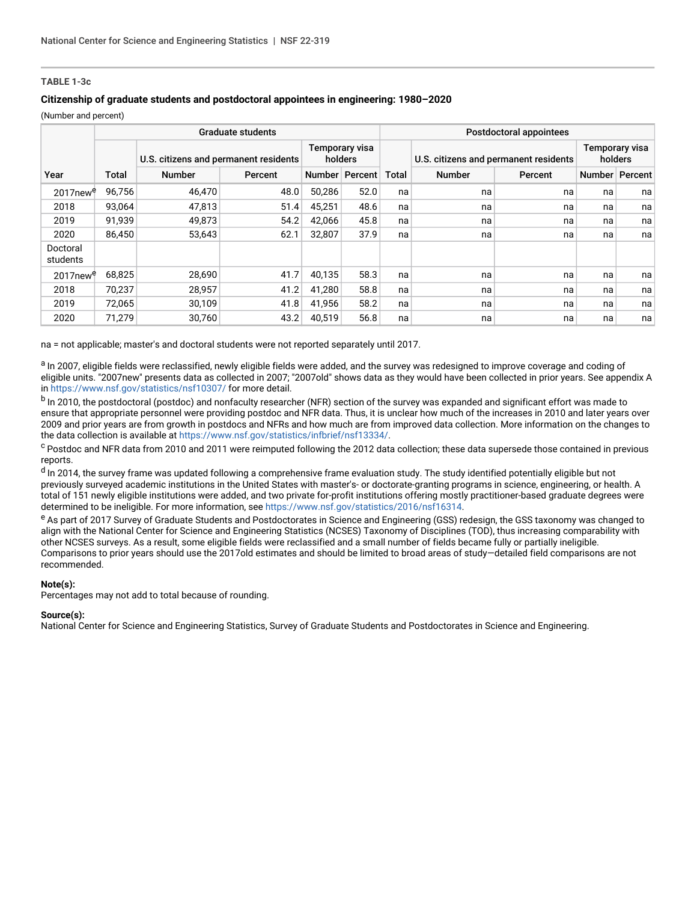**TABLE 1-3c**

**Citizenship of graduate students and postdoctoral appointees in engineering: 1980–2020**

(Number and percent)

| | Graduate students | | | | | Postdoctoral appointees | | | | |
|---|---|---|---|---|---|---|---|---|---|---|
| | | U.S. citizens and permanent residents | | Temporary visa holders | | | U.S. citizens and permanent residents | | Temporary visa holders | |
| Year | Total | Number | Percent | Number | Percent | Total | Number | Percent | Number | Percent |
| 2017new[e] | 96,756 | 46,470 | 48.0 | 50,286 | 52.0 | na | na | na | na | na |
| 2018 | 93,064 | 47,813 | 51.4 | 45,251 | 48.6 | na | na | na | na | na |
| 2019 | 91,939 | 49,873 | 54.2 | 42,066 | 45.8 | na | na | na | na | na |
| 2020 | 86,450 | 53,643 | 62.1 | 32,807 | 37.9 | na | na | na | na | na |
| Doctoral students | | | | | | | | | | |
| 2017new[e] | 68,825 | 28,690 | 41.7 | 40,135 | 58.3 | na | na | na | na | na |
| 2018 | 70,237 | 28,957 | 41.2 | 41,280 | 58.8 | na | na | na | na | na |
| 2019 | 72,065 | 30,109 | 41.8 | 41,956 | 58.2 | na | na | na | na | na |
| 2020 | 71,279 | 30,760 | 43.2 | 40,519 | 56.8 | na | na | na | na | na |

na = not applicable; master's and doctoral students were not reported separately until 2017.

[a] In 2007, eligible fields were reclassified, newly eligible fields were added, and the survey was redesigned to improve coverage and coding of eligible units. "2007new" presents data as collected in 2007; "2007old" shows data as they would have been collected in prior years. See appendix A in https://www.nsf.gov/statistics/nsf10307/ for more detail.

[b] In 2010, the postdoctoral (postdoc) and nonfaculty researcher (NFR) section of the survey was expanded and significant effort was made to ensure that appropriate personnel were providing postdoc and NFR data. Thus, it is unclear how much of the increases in 2010 and later years over 2009 and prior years are from growth in postdocs and NFRs and how much are from improved data collection. More information on the changes to the data collection is available at https://www.nsf.gov/statistics/infbrief/nsf13334/.

[c] Postdoc and NFR data from 2010 and 2011 were reimputed following the 2012 data collection; these data supersede those contained in previous reports.

[d] In 2014, the survey frame was updated following a comprehensive frame evaluation study. The study identified potentially eligible but not previously surveyed academic institutions in the United States with master's- or doctorate-granting programs in science, engineering, or health. A total of 151 newly eligible institutions were added, and two private for-profit institutions offering mostly practitioner-based graduate degrees were determined to be ineligible. For more information, see https://www.nsf.gov/statistics/2016/nsf16314.

[e] As part of 2017 Survey of Graduate Students and Postdoctorates in Science and Engineering (GSS) redesign, the GSS taxonomy was changed to align with the National Center for Science and Engineering Statistics (NCSES) Taxonomy of Disciplines (TOD), thus increasing comparability with other NCSES surveys. As a result, some eligible fields were reclassified and a small number of fields became fully or partially ineligible. Comparisons to prior years should use the 2017old estimates and should be limited to broad areas of study—detailed field comparisons are not recommended.

**Note(s):**
Percentages may not add to total because of rounding.

**Source(s):**
National Center for Science and Engineering Statistics, Survey of Graduate Students and Postdoctorates in Science and Engineering.